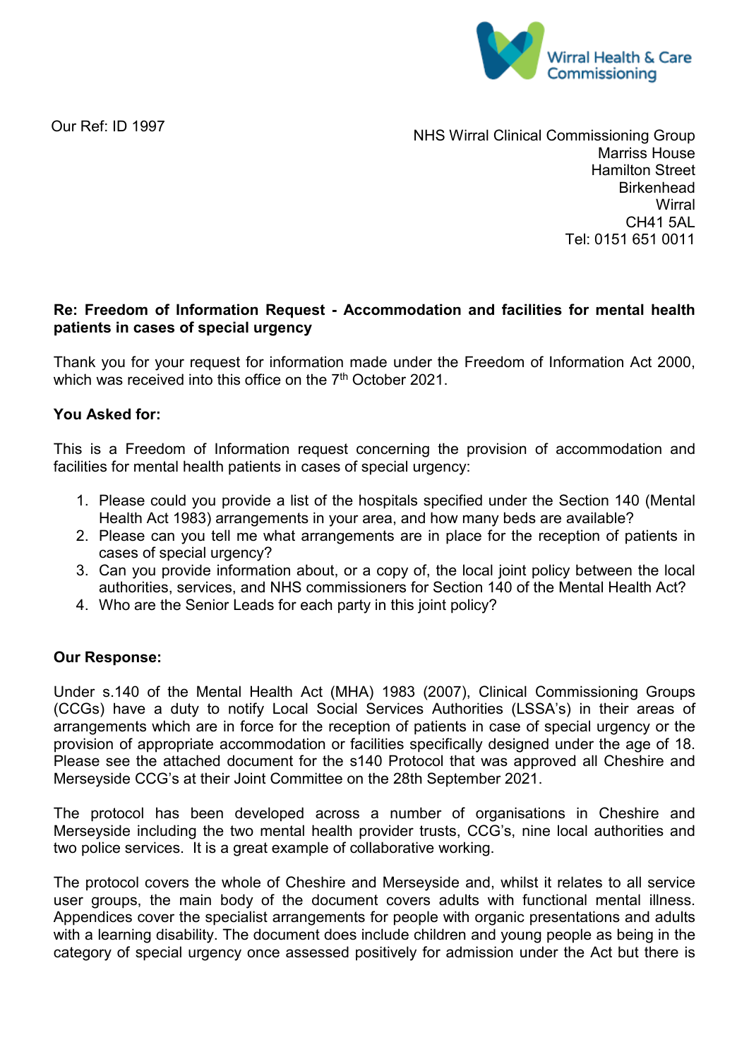Wirral Health & Care Commissioning

Our Ref: ID 1997

NHS Wirral Clinical Commissioning Group
Marriss House
Hamilton Street
Birkenhead
Wirral
CH41 5AL
Tel: 0151 651 0011

**Re: Freedom of Information Request - Accommodation and facilities for mental health patients in cases of special urgency**

Thank you for your request for information made under the Freedom of Information Act 2000, which was received into this office on the 7th October 2021.

**You Asked for:**

This is a Freedom of Information request concerning the provision of accommodation and facilities for mental health patients in cases of special urgency:

1. Please could you provide a list of the hospitals specified under the Section 140 (Mental Health Act 1983) arrangements in your area, and how many beds are available?
2. Please can you tell me what arrangements are in place for the reception of patients in cases of special urgency?
3. Can you provide information about, or a copy of, the local joint policy between the local authorities, services, and NHS commissioners for Section 140 of the Mental Health Act?
4. Who are the Senior Leads for each party in this joint policy?

**Our Response:**

Under s.140 of the Mental Health Act (MHA) 1983 (2007), Clinical Commissioning Groups (CCGs) have a duty to notify Local Social Services Authorities (LSSA's) in their areas of arrangements which are in force for the reception of patients in case of special urgency or the provision of appropriate accommodation or facilities specifically designed under the age of 18. Please see the attached document for the s140 Protocol that was approved all Cheshire and Merseyside CCG's at their Joint Committee on the 28th September 2021.

The protocol has been developed across a number of organisations in Cheshire and Merseyside including the two mental health provider trusts, CCG's, nine local authorities and two police services. It is a great example of collaborative working.

The protocol covers the whole of Cheshire and Merseyside and, whilst it relates to all service user groups, the main body of the document covers adults with functional mental illness. Appendices cover the specialist arrangements for people with organic presentations and adults with a learning disability. The document does include children and young people as being in the category of special urgency once assessed positively for admission under the Act but there is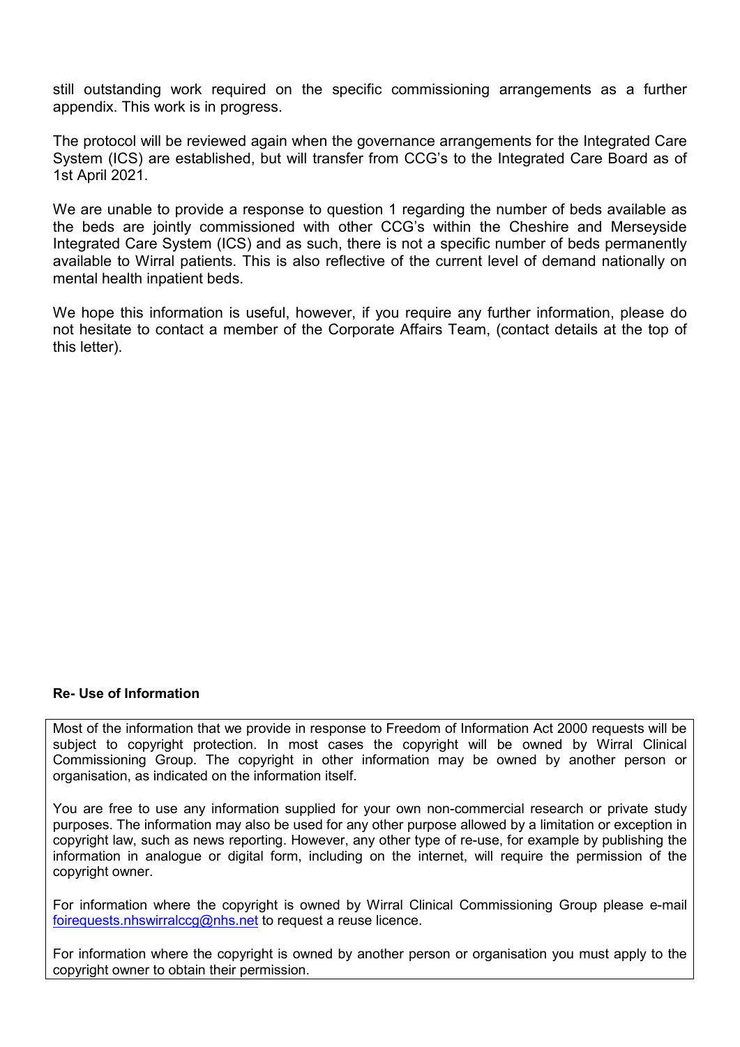still outstanding work required on the specific commissioning arrangements as a further appendix. This work is in progress.

The protocol will be reviewed again when the governance arrangements for the Integrated Care System (ICS) are established, but will transfer from CCG's to the Integrated Care Board as of 1st April 2021.

We are unable to provide a response to question 1 regarding the number of beds available as the beds are jointly commissioned with other CCG's within the Cheshire and Merseyside Integrated Care System (ICS) and as such, there is not a specific number of beds permanently available to Wirral patients. This is also reflective of the current level of demand nationally on mental health inpatient beds.

We hope this information is useful, however, if you require any further information, please do not hesitate to contact a member of the Corporate Affairs Team, (contact details at the top of this letter).

**Re- Use of Information**

Most of the information that we provide in response to Freedom of Information Act 2000 requests will be subject to copyright protection. In most cases the copyright will be owned by Wirral Clinical Commissioning Group. The copyright in other information may be owned by another person or organisation, as indicated on the information itself.

You are free to use any information supplied for your own non-commercial research or private study purposes. The information may also be used for any other purpose allowed by a limitation or exception in copyright law, such as news reporting. However, any other type of re-use, for example by publishing the information in analogue or digital form, including on the internet, will require the permission of the copyright owner.

For information where the copyright is owned by Wirral Clinical Commissioning Group please e-mail foirequests.nhswirralccg@nhs.net to request a reuse licence.

For information where the copyright is owned by another person or organisation you must apply to the copyright owner to obtain their permission.